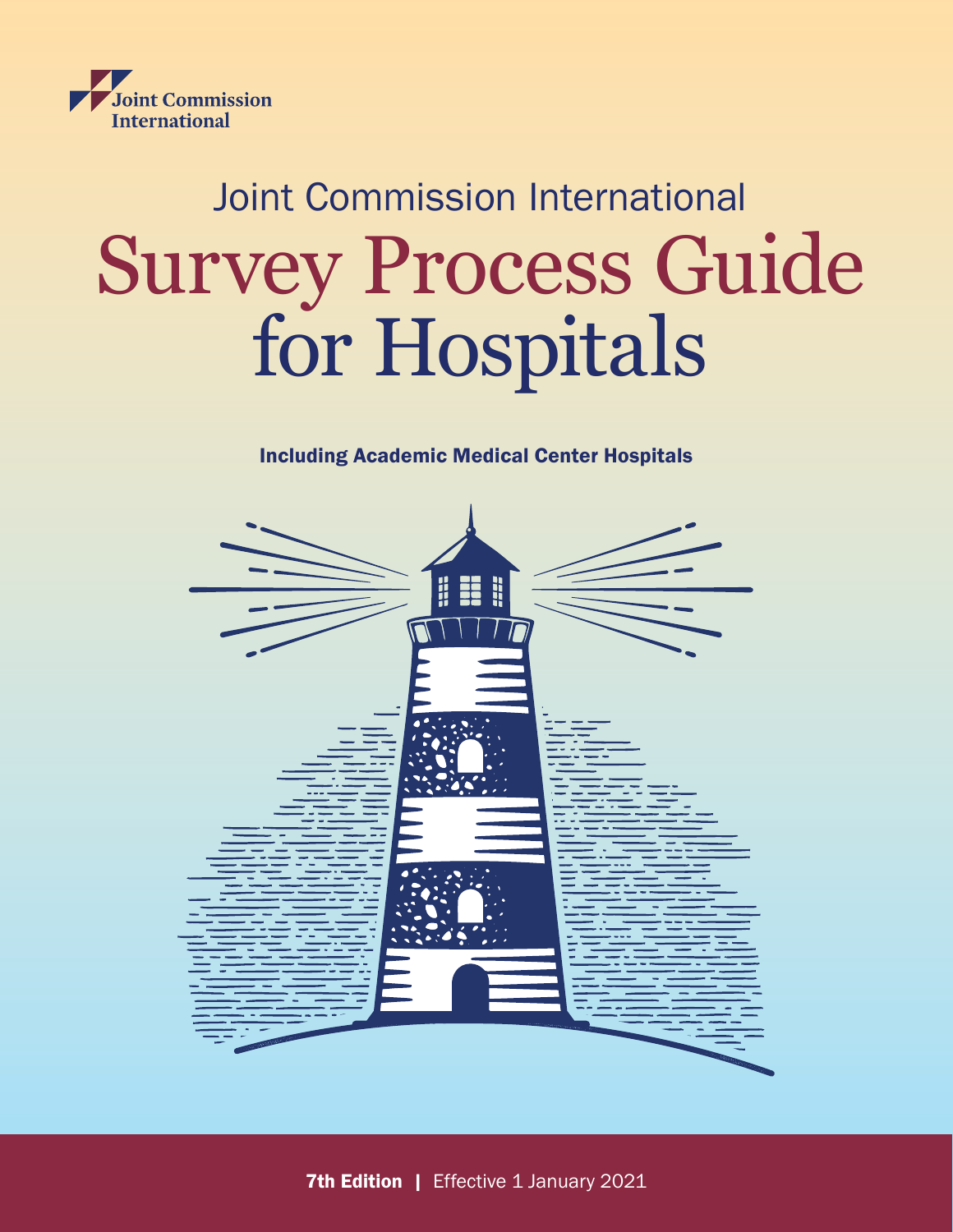Joint Commission International

Joint Commission International

# Survey Process Guide for Hospitals

**Including Academic Medical Center Hospitals**

**7th Edition** | Effective 1 January 2021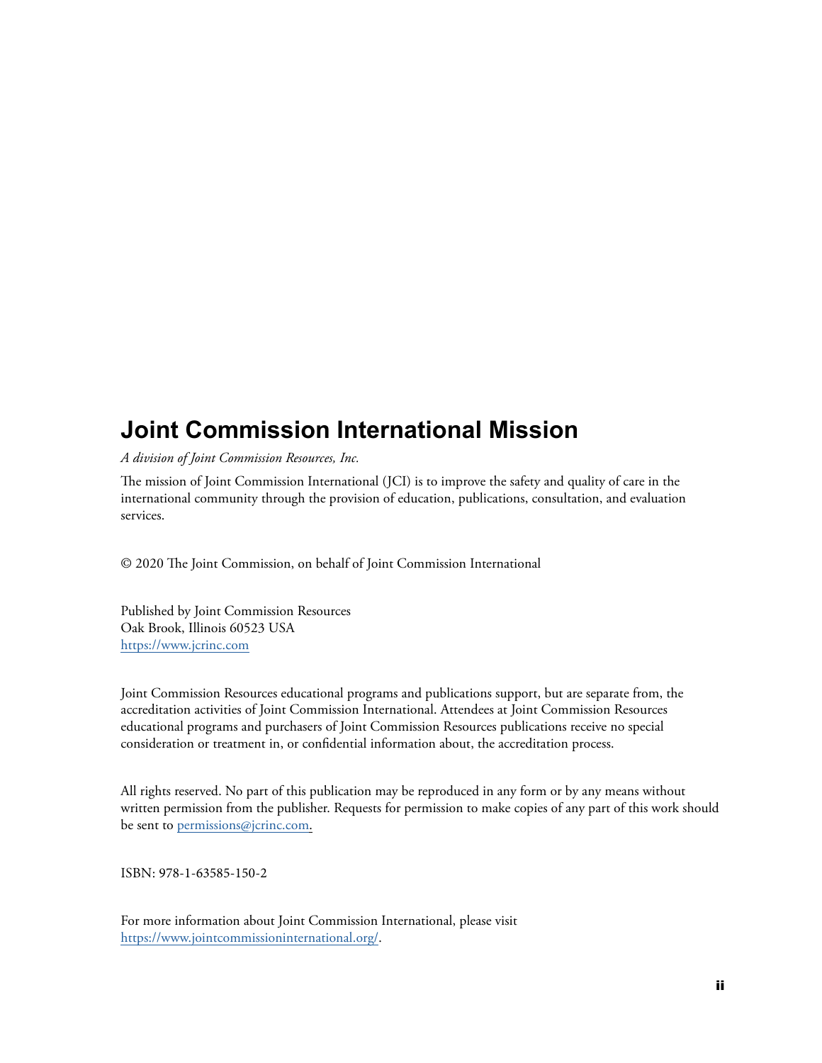# Joint Commission International Mission

*A division of Joint Commission Resources, Inc.*

The mission of Joint Commission International (JCI) is to improve the safety and quality of care in the international community through the provision of education, publications, consultation, and evaluation services.

© 2020 The Joint Commission, on behalf of Joint Commission International

Published by Joint Commission Resources
Oak Brook, Illinois 60523 USA
https://www.jcrinc.com

Joint Commission Resources educational programs and publications support, but are separate from, the accreditation activities of Joint Commission International. Attendees at Joint Commission Resources educational programs and purchasers of Joint Commission Resources publications receive no special consideration or treatment in, or confidential information about, the accreditation process.

All rights reserved. No part of this publication may be reproduced in any form or by any means without written permission from the publisher. Requests for permission to make copies of any part of this work should be sent to permissions@jcrinc.com.

ISBN: 978-1-63585-150-2

For more information about Joint Commission International, please visit https://www.jointcommissioninternational.org/.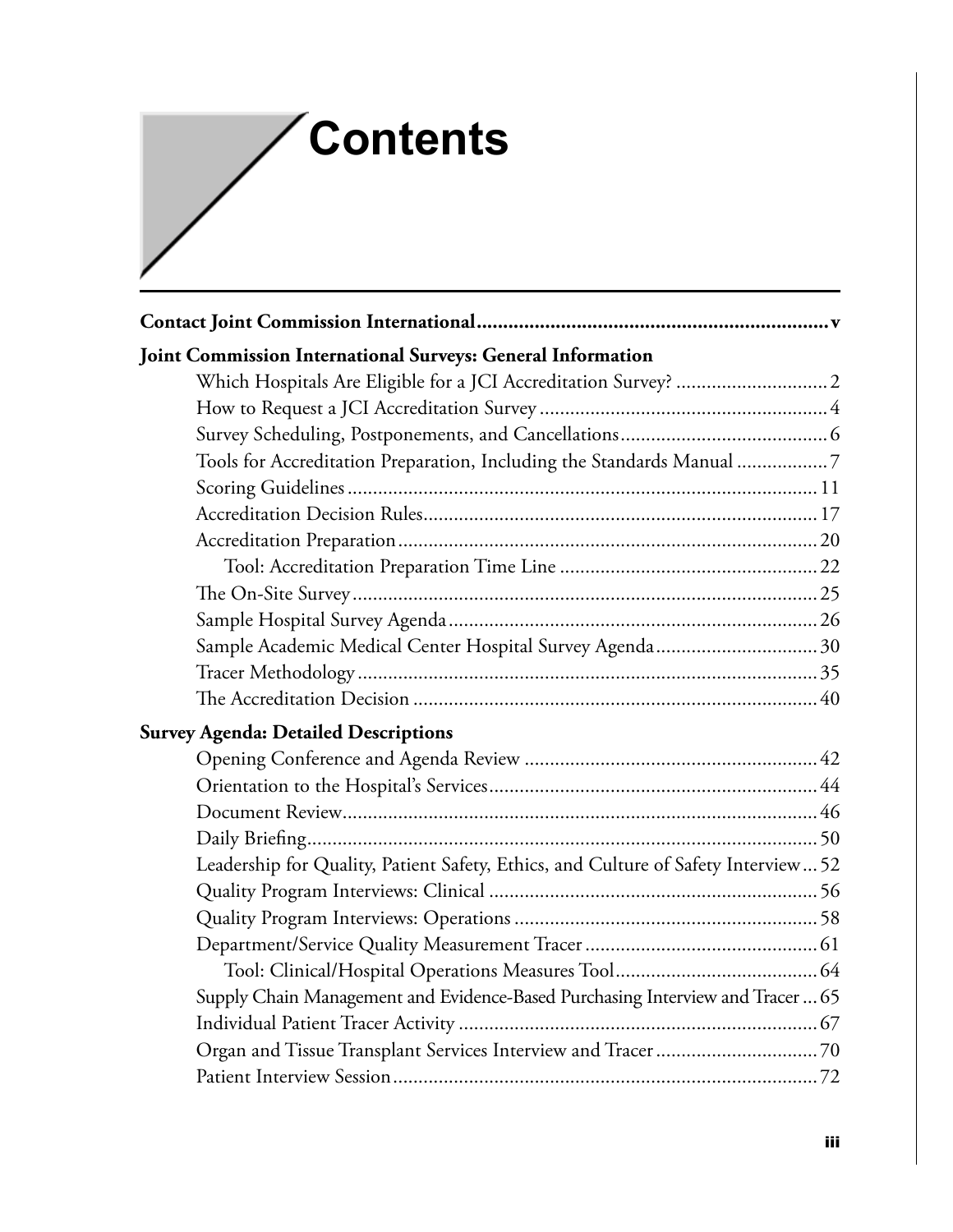# Contents

**Contact Joint Commission International** .......... v

**Joint Commission International Surveys: General Information**

- Which Hospitals Are Eligible for a JCI Accreditation Survey? .......... 2
- How to Request a JCI Accreditation Survey .......... 4
- Survey Scheduling, Postponements, and Cancellations .......... 6
- Tools for Accreditation Preparation, Including the Standards Manual .......... 7
- Scoring Guidelines .......... 11
- Accreditation Decision Rules .......... 17
- Accreditation Preparation .......... 20
  - Tool: Accreditation Preparation Time Line .......... 22
- The On-Site Survey .......... 25
- Sample Hospital Survey Agenda .......... 26
- Sample Academic Medical Center Hospital Survey Agenda .......... 30
- Tracer Methodology .......... 35
- The Accreditation Decision .......... 40

**Survey Agenda: Detailed Descriptions**

- Opening Conference and Agenda Review .......... 42
- Orientation to the Hospital's Services .......... 44
- Document Review .......... 46
- Daily Briefing .......... 50
- Leadership for Quality, Patient Safety, Ethics, and Culture of Safety Interview .......... 52
- Quality Program Interviews: Clinical .......... 56
- Quality Program Interviews: Operations .......... 58
- Department/Service Quality Measurement Tracer .......... 61
  - Tool: Clinical/Hospital Operations Measures Tool .......... 64
- Supply Chain Management and Evidence-Based Purchasing Interview and Tracer .......... 65
- Individual Patient Tracer Activity .......... 67
- Organ and Tissue Transplant Services Interview and Tracer .......... 70
- Patient Interview Session .......... 72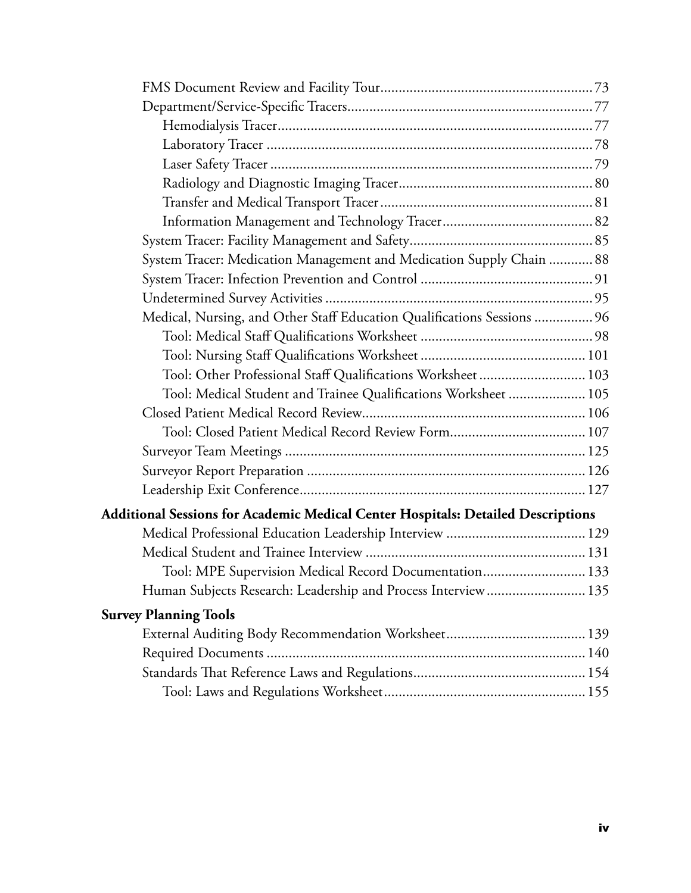FMS Document Review and Facility Tour....................................................... 73

Department/Service-Specific Tracers................................................................ 77

- Hemodialysis Tracer..................................................................................... 77
- Laboratory Tracer ........................................................................................ 78
- Laser Safety Tracer ...................................................................................... 79
- Radiology and Diagnostic Imaging Tracer.................................................... 80
- Transfer and Medical Transport Tracer ......................................................... 81
- Information Management and Technology Tracer......................................... 82

System Tracer: Facility Management and Safety................................................. 85

System Tracer: Medication Management and Medication Supply Chain ............ 88

System Tracer: Infection Prevention and Control ............................................... 91

Undetermined Survey Activities ......................................................................... 95

Medical, Nursing, and Other Staff Education Qualifications Sessions ................ 96

- Tool: Medical Staff Qualifications Worksheet ............................................... 98
- Tool: Nursing Staff Qualifications Worksheet ............................................. 101
- Tool: Other Professional Staff Qualifications Worksheet ............................ 103
- Tool: Medical Student and Trainee Qualifications Worksheet ..................... 105

Closed Patient Medical Record Review............................................................. 106

- Tool: Closed Patient Medical Record Review Form..................................... 107

Surveyor Team Meetings ................................................................................. 125

Surveyor Report Preparation ........................................................................... 126

Leadership Exit Conference.............................................................................. 127

**Additional Sessions for Academic Medical Center Hospitals: Detailed Descriptions**

Medical Professional Education Leadership Interview ...................................... 129

Medical Student and Trainee Interview ............................................................ 131

- Tool: MPE Supervision Medical Record Documentation............................ 133

Human Subjects Research: Leadership and Process Interview........................... 135

**Survey Planning Tools**

External Auditing Body Recommendation Worksheet...................................... 139

Required Documents ....................................................................................... 140

Standards That Reference Laws and Regulations.............................................. 154

- Tool: Laws and Regulations Worksheet...................................................... 155